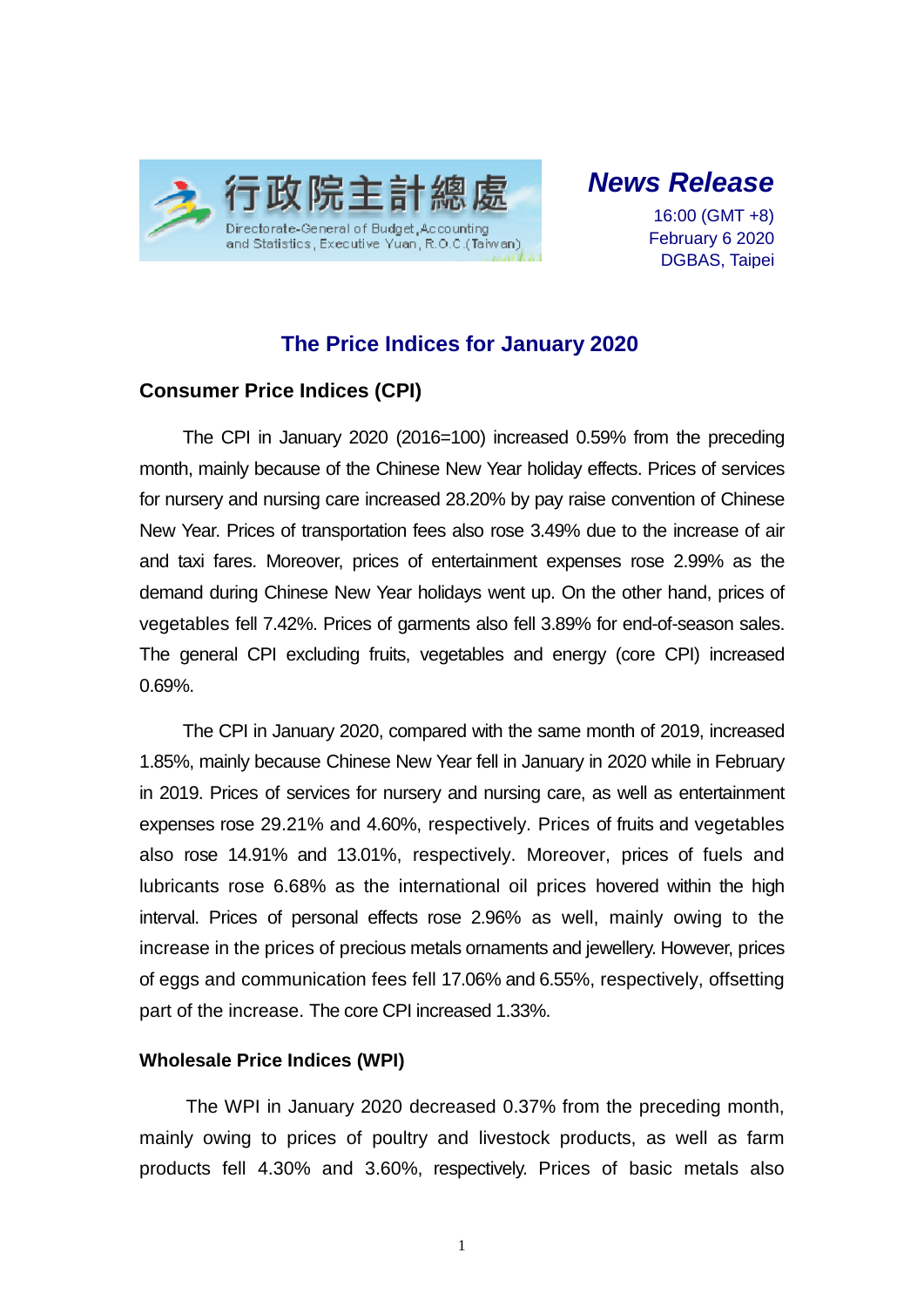行政院主計總處
Directorate-General of Budget, Accounting and Statistics, Executive Yuan, R.O.C.(Taiwan)

***News Release***

16:00 (GMT +8)
February 6 2020
DGBAS, Taipei

# The Price Indices for January 2020

## Consumer Price Indices (CPI)

The CPI in January 2020 (2016=100) increased 0.59% from the preceding month, mainly because of the Chinese New Year holiday effects. Prices of services for nursery and nursing care increased 28.20% by pay raise convention of Chinese New Year. Prices of transportation fees also rose 3.49% due to the increase of air and taxi fares. Moreover, prices of entertainment expenses rose 2.99% as the demand during Chinese New Year holidays went up. On the other hand, prices of vegetables fell 7.42%. Prices of garments also fell 3.89% for end-of-season sales. The general CPI excluding fruits, vegetables and energy (core CPI) increased 0.69%.

The CPI in January 2020, compared with the same month of 2019, increased 1.85%, mainly because Chinese New Year fell in January in 2020 while in February in 2019. Prices of services for nursery and nursing care, as well as entertainment expenses rose 29.21% and 4.60%, respectively. Prices of fruits and vegetables also rose 14.91% and 13.01%, respectively. Moreover, prices of fuels and lubricants rose 6.68% as the international oil prices hovered within the high interval. Prices of personal effects rose 2.96% as well, mainly owing to the increase in the prices of precious metals ornaments and jewellery. However, prices of eggs and communication fees fell 17.06% and 6.55%, respectively, offsetting part of the increase. The core CPI increased 1.33%.

## Wholesale Price Indices (WPI)

The WPI in January 2020 decreased 0.37% from the preceding month, mainly owing to prices of poultry and livestock products, as well as farm products fell 4.30% and 3.60%, respectively. Prices of basic metals also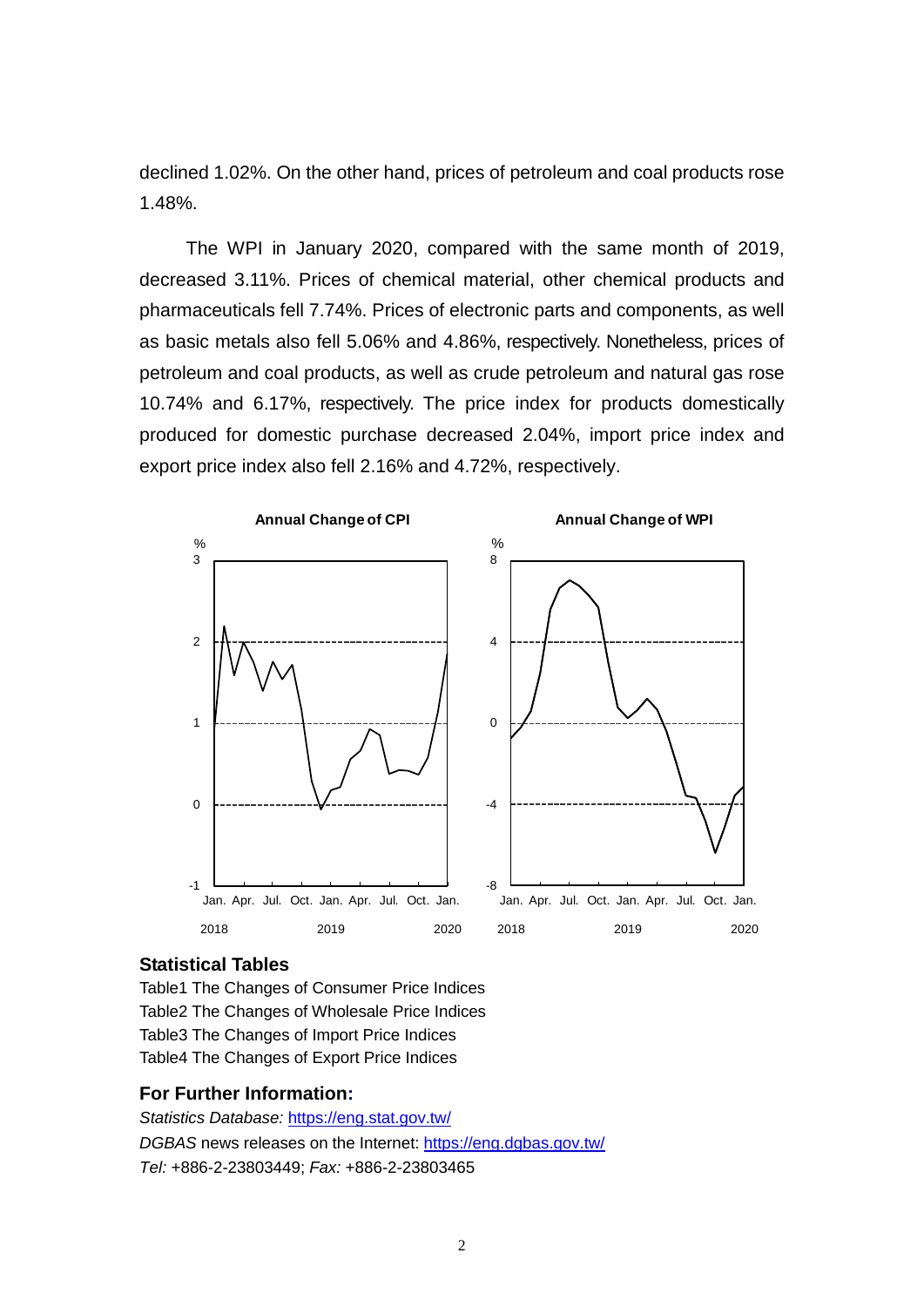declined 1.02%. On the other hand, prices of petroleum and coal products rose 1.48%.

The WPI in January 2020, compared with the same month of 2019, decreased 3.11%. Prices of chemical material, other chemical products and pharmaceuticals fell 7.74%. Prices of electronic parts and components, as well as basic metals also fell 5.06% and 4.86%, respectively. Nonetheless, prices of petroleum and coal products, as well as crude petroleum and natural gas rose 10.74% and 6.17%, respectively. The price index for products domestically produced for domestic purchase decreased 2.04%, import price index and export price index also fell 2.16% and 4.72%, respectively.

**Annual Change of CPI**

%
3
2
1
0
-1

Jan. Apr. Jul. Oct. Jan. Apr. Jul. Oct. Jan.
2018 2019 2020

**Annual Change of WPI**

%
8
4
0
-4
-8

Jan. Apr. Jul. Oct. Jan. Apr. Jul. Oct. Jan.
2018 2019 2020

## Statistical Tables

Table1 The Changes of Consumer Price Indices
Table2 The Changes of Wholesale Price Indices
Table3 The Changes of Import Price Indices
Table4 The Changes of Export Price Indices

## For Further Information:

*Statistics Database:* https://eng.stat.gov.tw/
*DGBAS* news releases on the Internet: https://eng.dgbas.gov.tw/
*Tel:* +886-2-23803449; *Fax:* +886-2-23803465